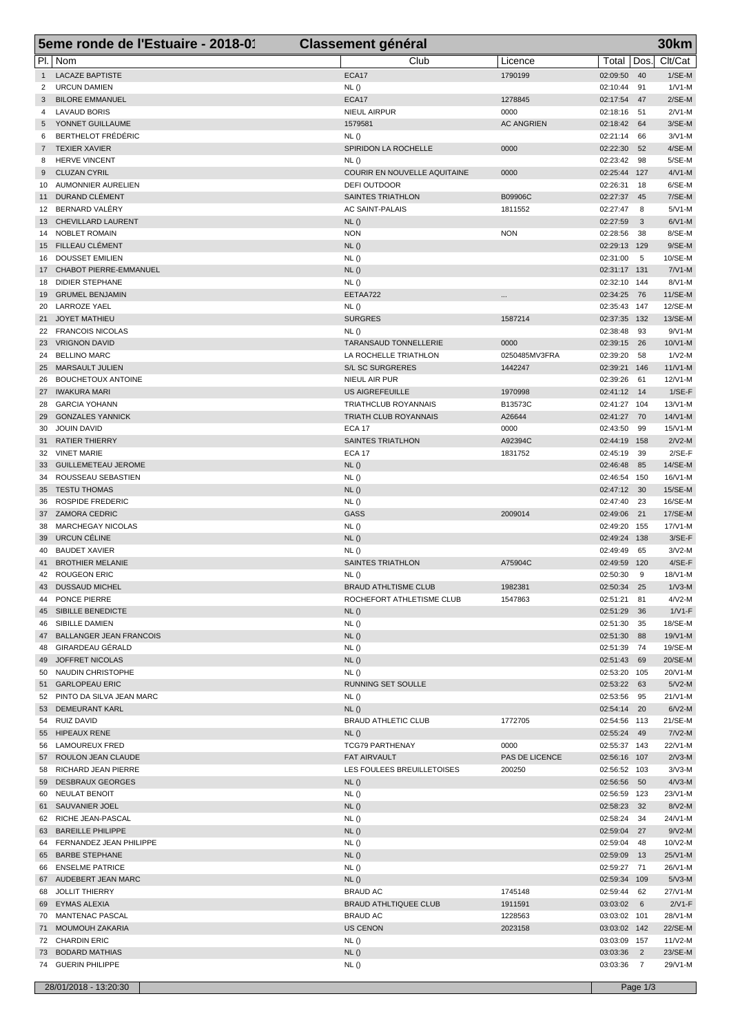# 5eme ronde de l'Estuaire - 2018-01 — Classement général — 30km

| Pl. | Nom | Club | Licence | Total | Dos. | Clt/Cat |
|---|---|---|---|---|---|---|
| 1 | LACAZE BAPTISTE | ECA17 | 1790199 | 02:09:50 | 40 | 1/SE-M |
| 2 | URCUN DAMIEN | NL () | | 02:10:44 | 91 | 1/V1-M |
| 3 | BILORE EMMANUEL | ECA17 | 1278845 | 02:17:54 | 47 | 2/SE-M |
| 4 | LAVAUD BORIS | NIEUL AIRPUR | 0000 | 02:18:16 | 51 | 2/V1-M |
| 5 | YONNET GUILLAUME | 1579581 | AC ANGRIEN | 02:18:42 | 64 | 3/SE-M |
| 6 | BERTHELOT FRÉDÉRIC | NL () | | 02:21:14 | 66 | 3/V1-M |
| 7 | TEXIER XAVIER | SPIRIDON LA ROCHELLE | 0000 | 02:22:30 | 52 | 4/SE-M |
| 8 | HERVE VINCENT | NL () | | 02:23:42 | 98 | 5/SE-M |
| 9 | CLUZAN CYRIL | COURIR EN NOUVELLE AQUITAINE | 0000 | 02:25:44 | 127 | 4/V1-M |
| 10 | AUMONNIER AURELIEN | DEFI OUTDOOR | | 02:26:31 | 18 | 6/SE-M |
| 11 | DURAND CLÉMENT | SAINTES TRIATHLON | B09906C | 02:27:37 | 45 | 7/SE-M |
| 12 | BERNARD VALÉRY | AC SAINT-PALAIS | 1811552 | 02:27:47 | 8 | 5/V1-M |
| 13 | CHEVILLARD LAURENT | NL () | | 02:27:59 | 3 | 6/V1-M |
| 14 | NOBLET ROMAIN | NON | NON | 02:28:56 | 38 | 8/SE-M |
| 15 | FILLEAU CLÉMENT | NL () | | 02:29:13 | 129 | 9/SE-M |
| 16 | DOUSSET EMILIEN | NL () | | 02:31:00 | 5 | 10/SE-M |
| 17 | CHABOT PIERRE-EMMANUEL | NL () | | 02:31:17 | 131 | 7/V1-M |
| 18 | DIDIER STEPHANE | NL () | | 02:32:10 | 144 | 8/V1-M |
| 19 | GRUMEL BENJAMIN | EETAA722 | ... | 02:34:25 | 76 | 11/SE-M |
| 20 | LARROZE YAEL | NL () | | 02:35:43 | 147 | 12/SE-M |
| 21 | JOYET MATHIEU | SURGRES | 1587214 | 02:37:35 | 132 | 13/SE-M |
| 22 | FRANCOIS NICOLAS | NL () | | 02:38:48 | 93 | 9/V1-M |
| 23 | VRIGNON DAVID | TARANSAUD TONNELLERIE | 0000 | 02:39:15 | 26 | 10/V1-M |
| 24 | BELLINO MARC | LA ROCHELLE TRIATHLON | 0250485MV3FRA | 02:39:20 | 58 | 1/V2-M |
| 25 | MARSAULT JULIEN | S/L SC SURGRERES | 1442247 | 02:39:21 | 146 | 11/V1-M |
| 26 | BOUCHETOUX ANTOINE | NIEUL AIR PUR | | 02:39:26 | 61 | 12/V1-M |
| 27 | IWAKURA MARI | US AIGREFEUILLE | 1970998 | 02:41:12 | 14 | 1/SE-F |
| 28 | GARCIA YOHANN | TRIATHCLUB ROYANNAIS | B13573C | 02:41:27 | 104 | 13/V1-M |
| 29 | GONZALES YANNICK | TRIATH CLUB ROYANNAIS | A26644 | 02:41:27 | 70 | 14/V1-M |
| 30 | JOUIN DAVID | ECA 17 | 0000 | 02:43:50 | 99 | 15/V1-M |
| 31 | RATIER THIERRY | SAINTES TRIATLHON | A92394C | 02:44:19 | 158 | 2/V2-M |
| 32 | VINET MARIE | ECA 17 | 1831752 | 02:45:19 | 39 | 2/SE-F |
| 33 | GUILLEMETEAU JEROME | NL () | | 02:46:48 | 85 | 14/SE-M |
| 34 | ROUSSEAU SEBASTIEN | NL () | | 02:46:54 | 150 | 16/V1-M |
| 35 | TESTU THOMAS | NL () | | 02:47:12 | 30 | 15/SE-M |
| 36 | ROSPIDE FREDERIC | NL () | | 02:47:40 | 23 | 16/SE-M |
| 37 | ZAMORA CEDRIC | GASS | 2009014 | 02:49:06 | 21 | 17/SE-M |
| 38 | MARCHEGAY NICOLAS | NL () | | 02:49:20 | 155 | 17/V1-M |
| 39 | URCUN CÉLINE | NL () | | 02:49:24 | 138 | 3/SE-F |
| 40 | BAUDET XAVIER | NL () | | 02:49:49 | 65 | 3/V2-M |
| 41 | BROTHIER MELANIE | SAINTES TRIATHLON | A75904C | 02:49:59 | 120 | 4/SE-F |
| 42 | ROUGEON ERIC | NL () | | 02:50:30 | 9 | 18/V1-M |
| 43 | DUSSAUD MICHEL | BRAUD ATHLTISME CLUB | 1982381 | 02:50:34 | 25 | 1/V3-M |
| 44 | PONCE PIERRE | ROCHEFORT ATHLETISME CLUB | 1547863 | 02:51:21 | 81 | 4/V2-M |
| 45 | SIBILLE BENEDICTE | NL () | | 02:51:29 | 36 | 1/V1-F |
| 46 | SIBILLE DAMIEN | NL () | | 02:51:30 | 35 | 18/SE-M |
| 47 | BALLANGER JEAN FRANCOIS | NL () | | 02:51:30 | 88 | 19/V1-M |
| 48 | GIRARDEAU GÉRALD | NL () | | 02:51:39 | 74 | 19/SE-M |
| 49 | JOFFRET NICOLAS | NL () | | 02:51:43 | 69 | 20/SE-M |
| 50 | NAUDIN CHRISTOPHE | NL () | | 02:53:20 | 105 | 20/V1-M |
| 51 | GARLOPEAU ERIC | RUNNING SET SOULLE | | 02:53:22 | 63 | 5/V2-M |
| 52 | PINTO DA SILVA JEAN MARC | NL () | | 02:53:56 | 95 | 21/V1-M |
| 53 | DEMEURANT KARL | NL () | | 02:54:14 | 20 | 6/V2-M |
| 54 | RUIZ DAVID | BRAUD ATHLETIC CLUB | 1772705 | 02:54:56 | 113 | 21/SE-M |
| 55 | HIPEAUX RENE | NL () | | 02:55:24 | 49 | 7/V2-M |
| 56 | LAMOUREUX FRED | TCG79 PARTHENAY | 0000 | 02:55:37 | 143 | 22/V1-M |
| 57 | ROULON JEAN CLAUDE | FAT AIRVAULT | PAS DE LICENCE | 02:56:16 | 107 | 2/V3-M |
| 58 | RICHARD JEAN PIERRE | LES FOULEES BREUILLETOISES | 200250 | 02:56:52 | 103 | 3/V3-M |
| 59 | DESBRAUX GEORGES | NL () | | 02:56:56 | 50 | 4/V3-M |
| 60 | NEULAT BENOIT | NL () | | 02:56:59 | 123 | 23/V1-M |
| 61 | SAUVANIER JOEL | NL () | | 02:58:23 | 32 | 8/V2-M |
| 62 | RICHE JEAN-PASCAL | NL () | | 02:58:24 | 34 | 24/V1-M |
| 63 | BAREILLE PHILIPPE | NL () | | 02:59:04 | 27 | 9/V2-M |
| 64 | FERNANDEZ JEAN PHILIPPE | NL () | | 02:59:04 | 48 | 10/V2-M |
| 65 | BARBE STEPHANE | NL () | | 02:59:09 | 13 | 25/V1-M |
| 66 | ENSELME PATRICE | NL () | | 02:59:27 | 71 | 26/V1-M |
| 67 | AUDEBERT JEAN MARC | NL () | | 02:59:34 | 109 | 5/V3-M |
| 68 | JOLLIT THIERRY | BRAUD AC | 1745148 | 02:59:44 | 62 | 27/V1-M |
| 69 | EYMAS ALEXIA | BRAUD ATHLTIQUEE CLUB | 1911591 | 03:03:02 | 6 | 2/V1-F |
| 70 | MANTENAC PASCAL | BRAUD AC | 1228563 | 03:03:02 | 101 | 28/V1-M |
| 71 | MOUMOUH ZAKARIA | US CENON | 2023158 | 03:03:02 | 142 | 22/SE-M |
| 72 | CHARDIN ERIC | NL () | | 03:03:09 | 157 | 11/V2-M |
| 73 | BODARD MATHIAS | NL () | | 03:03:36 | 2 | 23/SE-M |
| 74 | GUERIN PHILIPPE | NL () | | 03:03:36 | 7 | 29/V1-M |

28/01/2018 - 13:20:30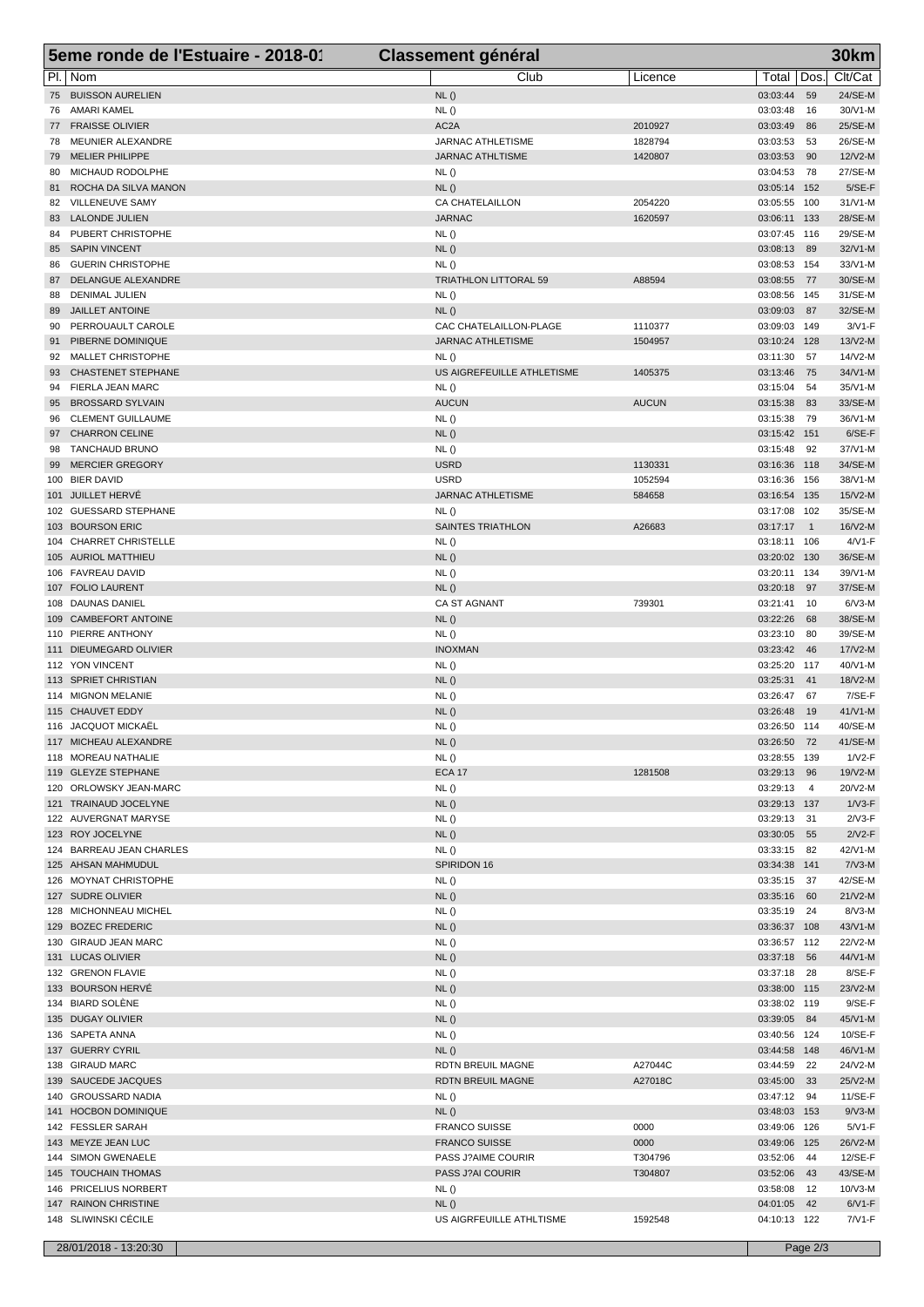## 5eme ronde de l'Estuaire - 2018-01 — Classement général — 30km

| Pl. | Nom | Club | Licence | Total | Dos. | Clt/Cat |
|---|---|---|---|---|---|---|
| 75 | BUISSON AURELIEN | NL () | | 03:03:44 | 59 | 24/SE-M |
| 76 | AMARI KAMEL | NL () | | 03:03:48 | 16 | 30/V1-M |
| 77 | FRAISSE OLIVIER | AC2A | 2010927 | 03:03:49 | 86 | 25/SE-M |
| 78 | MEUNIER ALEXANDRE | JARNAC ATHLETISME | 1828794 | 03:03:53 | 53 | 26/SE-M |
| 79 | MELIER PHILIPPE | JARNAC ATHLTISME | 1420807 | 03:03:53 | 90 | 12/V2-M |
| 80 | MICHAUD RODOLPHE | NL () | | 03:04:53 | 78 | 27/SE-M |
| 81 | ROCHA DA SILVA MANON | NL () | | 03:05:14 | 152 | 5/SE-F |
| 82 | VILLENEUVE SAMY | CA CHATELAILLON | 2054220 | 03:05:55 | 100 | 31/V1-M |
| 83 | LALONDE JULIEN | JARNAC | 1620597 | 03:06:11 | 133 | 28/SE-M |
| 84 | PUBERT CHRISTOPHE | NL () | | 03:07:45 | 116 | 29/SE-M |
| 85 | SAPIN VINCENT | NL () | | 03:08:13 | 89 | 32/V1-M |
| 86 | GUERIN CHRISTOPHE | NL () | | 03:08:53 | 154 | 33/V1-M |
| 87 | DELANGUE ALEXANDRE | TRIATHLON LITTORAL 59 | A88594 | 03:08:55 | 77 | 30/SE-M |
| 88 | DENIMAL JULIEN | NL () | | 03:08:56 | 145 | 31/SE-M |
| 89 | JAILLET ANTOINE | NL () | | 03:09:03 | 87 | 32/SE-M |
| 90 | PERROUAULT CAROLE | CAC CHATELAILLON-PLAGE | 1110377 | 03:09:03 | 149 | 3/V1-F |
| 91 | PIBERNE DOMINIQUE | JARNAC ATHLETISME | 1504957 | 03:10:24 | 128 | 13/V2-M |
| 92 | MALLET CHRISTOPHE | NL () | | 03:11:30 | 57 | 14/V2-M |
| 93 | CHASTENET STEPHANE | US AIGREFEUILLE ATHLETISME | 1405375 | 03:13:46 | 75 | 34/V1-M |
| 94 | FIERLA JEAN MARC | NL () | | 03:15:04 | 54 | 35/V1-M |
| 95 | BROSSARD SYLVAIN | AUCUN | AUCUN | 03:15:38 | 83 | 33/SE-M |
| 96 | CLEMENT GUILLAUME | NL () | | 03:15:38 | 79 | 36/V1-M |
| 97 | CHARRON CELINE | NL () | | 03:15:42 | 151 | 6/SE-F |
| 98 | TANCHAUD BRUNO | NL () | | 03:15:48 | 92 | 37/V1-M |
| 99 | MERCIER GREGORY | USRD | 1130331 | 03:16:36 | 118 | 34/SE-M |
| 100 | BIER DAVID | USRD | 1052594 | 03:16:36 | 156 | 38/V1-M |
| 101 | JUILLET HERVÉ | JARNAC ATHLETISME | 584658 | 03:16:54 | 135 | 15/V2-M |
| 102 | GUESSARD STEPHANE | NL () | | 03:17:08 | 102 | 35/SE-M |
| 103 | BOURSON ERIC | SAINTES TRIATHLON | A26683 | 03:17:17 | 1 | 16/V2-M |
| 104 | CHARRET CHRISTELLE | NL () | | 03:18:11 | 106 | 4/V1-F |
| 105 | AURIOL MATTHIEU | NL () | | 03:20:02 | 130 | 36/SE-M |
| 106 | FAVREAU DAVID | NL () | | 03:20:11 | 134 | 39/V1-M |
| 107 | FOLIO LAURENT | NL () | | 03:20:18 | 97 | 37/SE-M |
| 108 | DAUNAS DANIEL | CA ST AGNANT | 739301 | 03:21:41 | 10 | 6/V3-M |
| 109 | CAMBEFORT ANTOINE | NL () | | 03:22:26 | 68 | 38/SE-M |
| 110 | PIERRE ANTHONY | NL () | | 03:23:10 | 80 | 39/SE-M |
| 111 | DIEUMEGARD OLIVIER | INOXMAN | | 03:23:42 | 46 | 17/V2-M |
| 112 | YON VINCENT | NL () | | 03:25:20 | 117 | 40/V1-M |
| 113 | SPRIET CHRISTIAN | NL () | | 03:25:31 | 41 | 18/V2-M |
| 114 | MIGNON MELANIE | NL () | | 03:26:47 | 67 | 7/SE-F |
| 115 | CHAUVET EDDY | NL () | | 03:26:48 | 19 | 41/V1-M |
| 116 | JACQUOT MICKAËL | NL () | | 03:26:50 | 114 | 40/SE-M |
| 117 | MICHEAU ALEXANDRE | NL () | | 03:26:50 | 72 | 41/SE-M |
| 118 | MOREAU NATHALIE | NL () | | 03:28:55 | 139 | 1/V2-F |
| 119 | GLEYZE STEPHANE | ECA 17 | 1281508 | 03:29:13 | 96 | 19/V2-M |
| 120 | ORLOWSKY JEAN-MARC | NL () | | 03:29:13 | 4 | 20/V2-M |
| 121 | TRAINAUD JOCELYNE | NL () | | 03:29:13 | 137 | 1/V3-F |
| 122 | AUVERGNAT MARYSE | NL () | | 03:29:13 | 31 | 2/V3-F |
| 123 | ROY JOCELYNE | NL () | | 03:30:05 | 55 | 2/V2-F |
| 124 | BARREAU JEAN CHARLES | NL () | | 03:33:15 | 82 | 42/V1-M |
| 125 | AHSAN MAHMUDUL | SPIRIDON 16 | | 03:34:38 | 141 | 7/V3-M |
| 126 | MOYNAT CHRISTOPHE | NL () | | 03:35:15 | 37 | 42/SE-M |
| 127 | SUDRE OLIVIER | NL () | | 03:35:16 | 60 | 21/V2-M |
| 128 | MICHONNEAU MICHEL | NL () | | 03:35:19 | 24 | 8/V3-M |
| 129 | BOZEC FREDERIC | NL () | | 03:36:37 | 108 | 43/V1-M |
| 130 | GIRAUD JEAN MARC | NL () | | 03:36:57 | 112 | 22/V2-M |
| 131 | LUCAS OLIVIER | NL () | | 03:37:18 | 56 | 44/V1-M |
| 132 | GRENON FLAVIE | NL () | | 03:37:18 | 28 | 8/SE-F |
| 133 | BOURSON HERVÉ | NL () | | 03:38:00 | 115 | 23/V2-M |
| 134 | BIARD SOLÈNE | NL () | | 03:38:02 | 119 | 9/SE-F |
| 135 | DUGAY OLIVIER | NL () | | 03:39:05 | 84 | 45/V1-M |
| 136 | SAPETA ANNA | NL () | | 03:40:56 | 124 | 10/SE-F |
| 137 | GUERRY CYRIL | NL () | | 03:44:58 | 148 | 46/V1-M |
| 138 | GIRAUD MARC | RDTN BREUIL MAGNE | A27044C | 03:44:59 | 22 | 24/V2-M |
| 139 | SAUCEDE JACQUES | RDTN BREUIL MAGNE | A27018C | 03:45:00 | 33 | 25/V2-M |
| 140 | GROUSSARD NADIA | NL () | | 03:47:12 | 94 | 11/SE-F |
| 141 | HOCBON DOMINIQUE | NL () | | 03:48:03 | 153 | 9/V3-M |
| 142 | FESSLER SARAH | FRANCO SUISSE | 0000 | 03:49:06 | 126 | 5/V1-F |
| 143 | MEYZE JEAN LUC | FRANCO SUISSE | 0000 | 03:49:06 | 125 | 26/V2-M |
| 144 | SIMON GWENAELE | PASS J?AIME COURIR | T304796 | 03:52:06 | 44 | 12/SE-F |
| 145 | TOUCHAIN THOMAS | PASS J?AI COURIR | T304807 | 03:52:06 | 43 | 43/SE-M |
| 146 | PRICELIUS NORBERT | NL () | | 03:58:08 | 12 | 10/V3-M |
| 147 | RAINON CHRISTINE | NL () | | 04:01:05 | 42 | 6/V1-F |
| 148 | SLIWINSKI CÉCILE | US AIGRFEUILLE ATHLTISME | 1592548 | 04:10:13 | 122 | 7/V1-F |

28/01/2018 - 13:20:30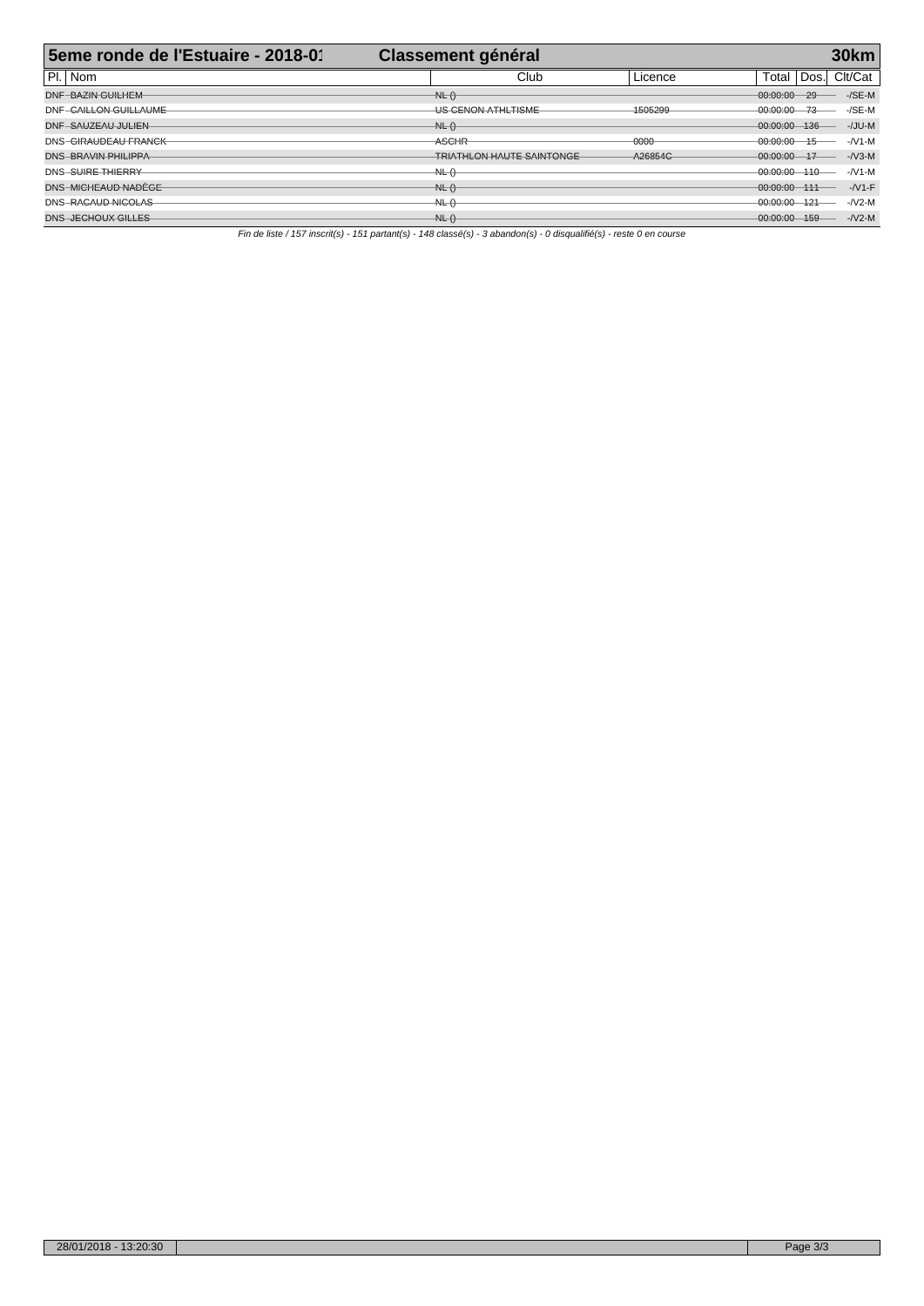**5eme ronde de l'Estuaire - 2018-01** **Classement général** **30km**

| Pl. | Nom | Club | Licence | Total | Dos. | Clt/Cat |
|---|---|---|---|---|---|---|
| DNF | BAZIN GUILHEM | NL () | | 00:00:00 | 29 | -/SE-M |
| DNF | CAILLON GUILLAUME | US CENON ATHLTISME | 1505299 | 00:00:00 | 73 | -/SE-M |
| DNF | SAUZEAU JULIEN | NL () | | 00:00:00 | 136 | -/JU-M |
| DNS | GIRAUDEAU FRANCK | ASCHR | 0000 | 00:00:00 | 15 | -/V1-M |
| DNS | BRAVIN PHILIPPA | TRIATHLON HAUTE SAINTONGE | A26854C | 00:00:00 | 17 | -/V3-M |
| DNS | SUIRE THIERRY | NL () | | 00:00:00 | 110 | -/V1-M |
| DNS | MICHEAUD NADÈGE | NL () | | 00:00:00 | 111 | -/V1-F |
| DNS | RACAUD NICOLAS | NL () | | 00:00:00 | 121 | -/V2-M |
| DNS | JECHOUX GILLES | NL () | | 00:00:00 | 159 | -/V2-M |

*Fin de liste / 157 inscrit(s) - 151 partant(s) - 148 classé(s) - 3 abandon(s) - 0 disqualifié(s) - reste 0 en course*

28/01/2018 - 13:20:30